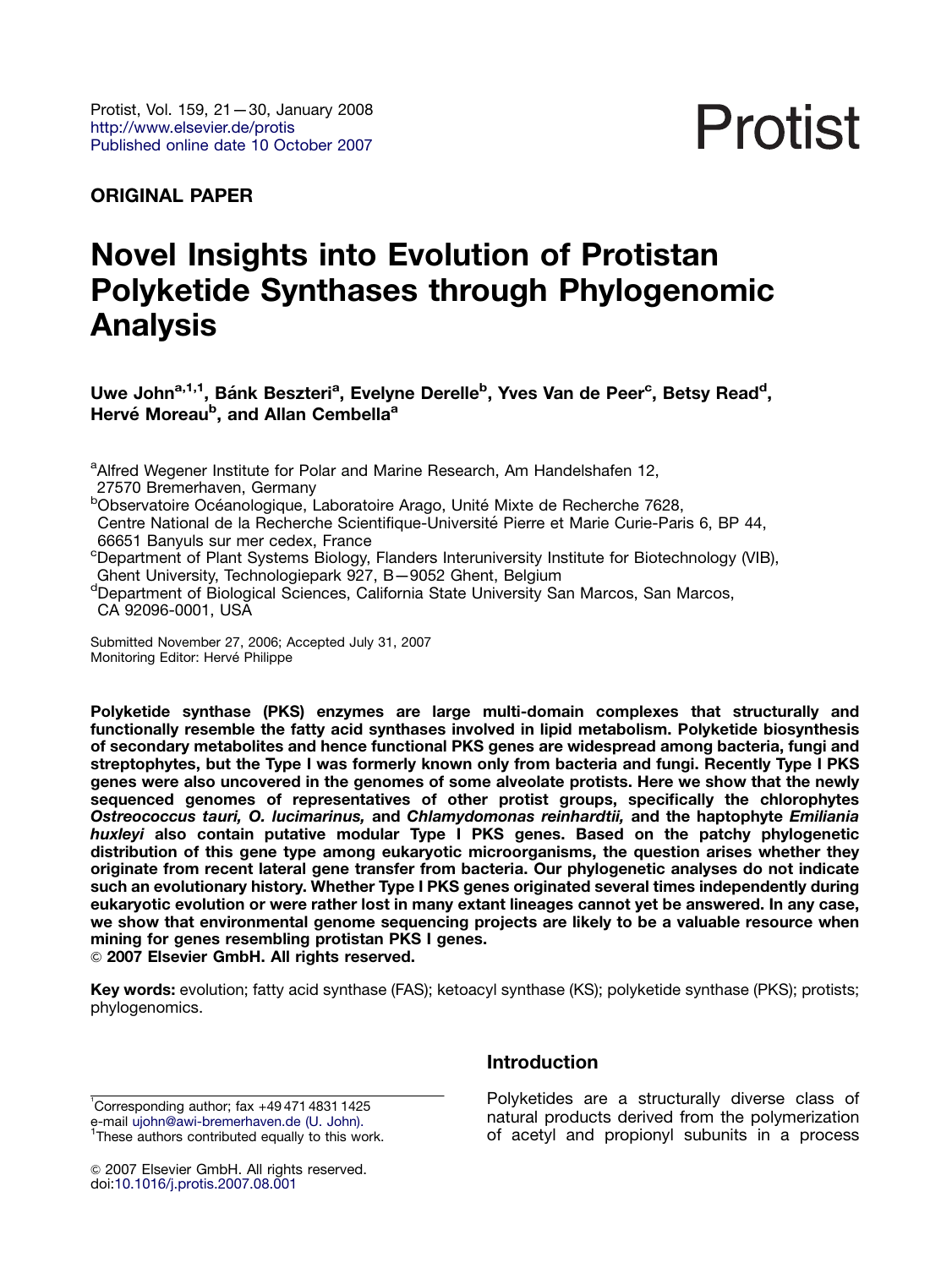Protist, Vol. 159, 21—30, January 2008
http://www.elsevier.de/protis
Published online date 10 October 2007

# Protist

**ORIGINAL PAPER**

# Novel Insights into Evolution of Protistan Polyketide Synthases through Phylogenomic Analysis

**Uwe John[a,1,1], Bánk Beszteri[a], Evelyne Derelle[b], Yves Van de Peer[c], Betsy Read[d], Hervé Moreau[b], and Allan Cembella[a]**

[a]Alfred Wegener Institute for Polar and Marine Research, Am Handelshafen 12, 27570 Bremerhaven, Germany

[b]Observatoire Océanologique, Laboratoire Arago, Unité Mixte de Recherche 7628, Centre National de la Recherche Scientifique-Université Pierre et Marie Curie-Paris 6, BP 44, 66651 Banyuls sur mer cedex, France

[c]Department of Plant Systems Biology, Flanders Interuniversity Institute for Biotechnology (VIB), Ghent University, Technologiepark 927, B—9052 Ghent, Belgium

[d]Department of Biological Sciences, California State University San Marcos, San Marcos, CA 92096-0001, USA

Submitted November 27, 2006; Accepted July 31, 2007
Monitoring Editor: Hervé Philippe

**Polyketide synthase (PKS) enzymes are large multi-domain complexes that structurally and functionally resemble the fatty acid synthases involved in lipid metabolism. Polyketide biosynthesis of secondary metabolites and hence functional PKS genes are widespread among bacteria, fungi and streptophytes, but the Type I was formerly known only from bacteria and fungi. Recently Type I PKS genes were also uncovered in the genomes of some alveolate protists. Here we show that the newly sequenced genomes of representatives of other protist groups, specifically the chlorophytes *Ostreococcus tauri, O. lucimarinus,* and *Chlamydomonas reinhardtii,* and the haptophyte *Emiliania huxleyi* also contain putative modular Type I PKS genes. Based on the patchy phylogenetic distribution of this gene type among eukaryotic microorganisms, the question arises whether they originate from recent lateral gene transfer from bacteria. Our phylogenetic analyses do not indicate such an evolutionary history. Whether Type I PKS genes originated several times independently during eukaryotic evolution or were rather lost in many extant lineages cannot yet be answered. In any case, we show that environmental genome sequencing projects are likely to be a valuable resource when mining for genes resembling protistan PKS I genes.**
**© 2007 Elsevier GmbH. All rights reserved.**

**Key words:** evolution; fatty acid synthase (FAS); ketoacyl synthase (KS); polyketide synthase (PKS); protists; phylogenomics.

## Introduction

Polyketides are a structurally diverse class of natural products derived from the polymerization of acetyl and propionyl subunits in a process

[1]Corresponding author; fax +49 471 4831 1425
e-mail ujohn@awi-bremerhaven.de (U. John).
[1]These authors contributed equally to this work.

© 2007 Elsevier GmbH. All rights reserved.
doi:10.1016/j.protis.2007.08.001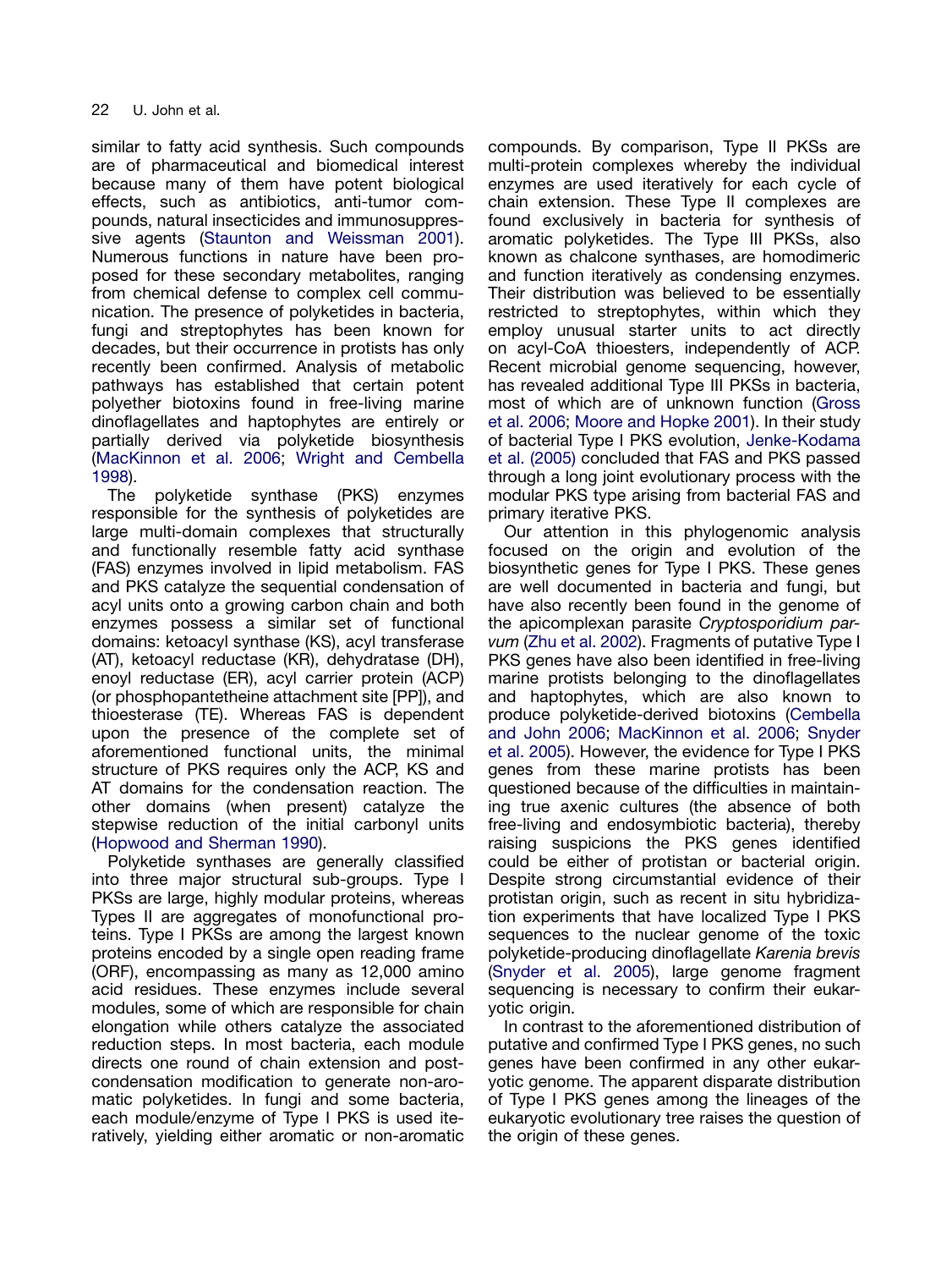similar to fatty acid synthesis. Such compounds are of pharmaceutical and biomedical interest because many of them have potent biological effects, such as antibiotics, anti-tumor compounds, natural insecticides and immunosuppressive agents (Staunton and Weissman 2001). Numerous functions in nature have been proposed for these secondary metabolites, ranging from chemical defense to complex cell communication. The presence of polyketides in bacteria, fungi and streptophytes has been known for decades, but their occurrence in protists has only recently been confirmed. Analysis of metabolic pathways has established that certain potent polyether biotoxins found in free-living marine dinoflagellates and haptophytes are entirely or partially derived via polyketide biosynthesis (MacKinnon et al. 2006; Wright and Cembella 1998).

The polyketide synthase (PKS) enzymes responsible for the synthesis of polyketides are large multi-domain complexes that structurally and functionally resemble fatty acid synthase (FAS) enzymes involved in lipid metabolism. FAS and PKS catalyze the sequential condensation of acyl units onto a growing carbon chain and both enzymes possess a similar set of functional domains: ketoacyl synthase (KS), acyl transferase (AT), ketoacyl reductase (KR), dehydratase (DH), enoyl reductase (ER), acyl carrier protein (ACP) (or phosphopantetheine attachment site [PP]), and thioesterase (TE). Whereas FAS is dependent upon the presence of the complete set of aforementioned functional units, the minimal structure of PKS requires only the ACP, KS and AT domains for the condensation reaction. The other domains (when present) catalyze the stepwise reduction of the initial carbonyl units (Hopwood and Sherman 1990).

Polyketide synthases are generally classified into three major structural sub-groups. Type I PKSs are large, highly modular proteins, whereas Types II are aggregates of monofunctional proteins. Type I PKSs are among the largest known proteins encoded by a single open reading frame (ORF), encompassing as many as 12,000 amino acid residues. These enzymes include several modules, some of which are responsible for chain elongation while others catalyze the associated reduction steps. In most bacteria, each module directs one round of chain extension and post-condensation modification to generate non-aromatic polyketides. In fungi and some bacteria, each module/enzyme of Type I PKS is used iteratively, yielding either aromatic or non-aromatic compounds. By comparison, Type II PKSs are multi-protein complexes whereby the individual enzymes are used iteratively for each cycle of chain extension. These Type II complexes are found exclusively in bacteria for synthesis of aromatic polyketides. The Type III PKSs, also known as chalcone synthases, are homodimeric and function iteratively as condensing enzymes. Their distribution was believed to be essentially restricted to streptophytes, within which they employ unusual starter units to act directly on acyl-CoA thioesters, independently of ACP. Recent microbial genome sequencing, however, has revealed additional Type III PKSs in bacteria, most of which are of unknown function (Gross et al. 2006; Moore and Hopke 2001). In their study of bacterial Type I PKS evolution, Jenke-Kodama et al. (2005) concluded that FAS and PKS passed through a long joint evolutionary process with the modular PKS type arising from bacterial FAS and primary iterative PKS.

Our attention in this phylogenomic analysis focused on the origin and evolution of the biosynthetic genes for Type I PKS. These genes are well documented in bacteria and fungi, but have also recently been found in the genome of the apicomplexan parasite *Cryptosporidium parvum* (Zhu et al. 2002). Fragments of putative Type I PKS genes have also been identified in free-living marine protists belonging to the dinoflagellates and haptophytes, which are also known to produce polyketide-derived biotoxins (Cembella and John 2006; MacKinnon et al. 2006; Snyder et al. 2005). However, the evidence for Type I PKS genes from these marine protists has been questioned because of the difficulties in maintaining true axenic cultures (the absence of both free-living and endosymbiotic bacteria), thereby raising suspicions the PKS genes identified could be either of protistan or bacterial origin. Despite strong circumstantial evidence of their protistan origin, such as recent in situ hybridization experiments that have localized Type I PKS sequences to the nuclear genome of the toxic polyketide-producing dinoflagellate *Karenia brevis* (Snyder et al. 2005), large genome fragment sequencing is necessary to confirm their eukaryotic origin.

In contrast to the aforementioned distribution of putative and confirmed Type I PKS genes, no such genes have been confirmed in any other eukaryotic genome. The apparent disparate distribution of Type I PKS genes among the lineages of the eukaryotic evolutionary tree raises the question of the origin of these genes.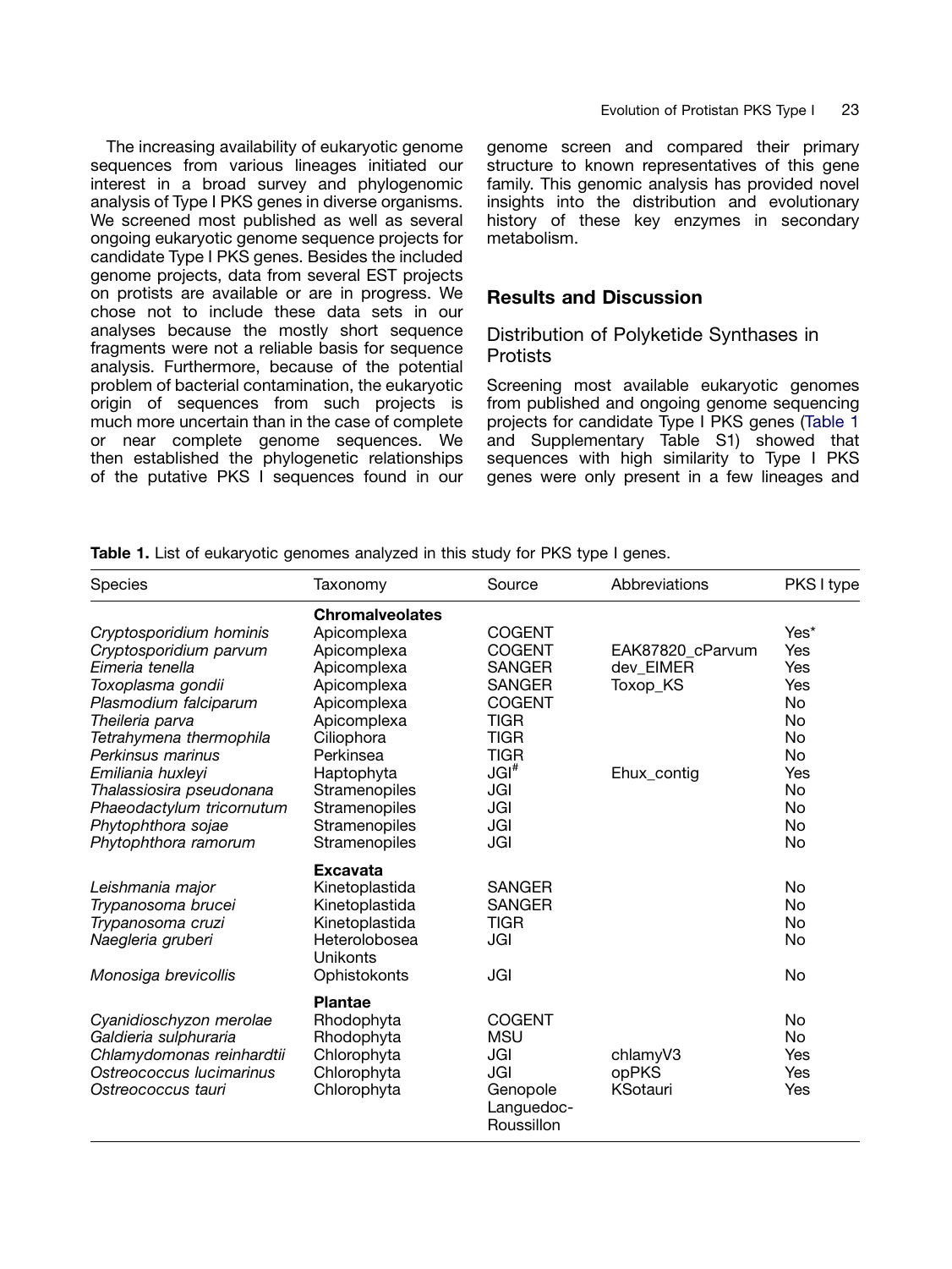The increasing availability of eukaryotic genome sequences from various lineages initiated our interest in a broad survey and phylogenomic analysis of Type I PKS genes in diverse organisms. We screened most published as well as several ongoing eukaryotic genome sequence projects for candidate Type I PKS genes. Besides the included genome projects, data from several EST projects on protists are available or are in progress. We chose not to include these data sets in our analyses because the mostly short sequence fragments were not a reliable basis for sequence analysis. Furthermore, because of the potential problem of bacterial contamination, the eukaryotic origin of sequences from such projects is much more uncertain than in the case of complete or near complete genome sequences. We then established the phylogenetic relationships of the putative PKS I sequences found in our genome screen and compared their primary structure to known representatives of this gene family. This genomic analysis has provided novel insights into the distribution and evolutionary history of these key enzymes in secondary metabolism.

## Results and Discussion

### Distribution of Polyketide Synthases in Protists

Screening most available eukaryotic genomes from published and ongoing genome sequencing projects for candidate Type I PKS genes (Table 1 and Supplementary Table S1) showed that sequences with high similarity to Type I PKS genes were only present in a few lineages and

**Table 1.** List of eukaryotic genomes analyzed in this study for PKS type I genes.

| Species | Taxonomy | Source | Abbreviations | PKS I type |
|---|---|---|---|---|
| | **Chromalveolates** | | | |
| *Cryptosporidium hominis* | Apicomplexa | COGENT | | Yes* |
| *Cryptosporidium parvum* | Apicomplexa | COGENT | EAK87820_cParvum | Yes |
| *Eimeria tenella* | Apicomplexa | SANGER | dev_EIMER | Yes |
| *Toxoplasma gondii* | Apicomplexa | SANGER | Toxop_KS | Yes |
| *Plasmodium falciparum* | Apicomplexa | COGENT | | No |
| *Theileria parva* | Apicomplexa | TIGR | | No |
| *Tetrahymena thermophila* | Ciliophora | TIGR | | No |
| *Perkinsus marinus* | Perkinsea | TIGR | | No |
| *Emiliania huxleyi* | Haptophyta | JGI[#] | Ehux_contig | Yes |
| *Thalassiosira pseudonana* | Stramenopiles | JGI | | No |
| *Phaeodactylum tricornutum* | Stramenopiles | JGI | | No |
| *Phytophthora sojae* | Stramenopiles | JGI | | No |
| *Phytophthora ramorum* | Stramenopiles | JGI | | No |
| | **Excavata** | | | |
| *Leishmania major* | Kinetoplastida | SANGER | | No |
| *Trypanosoma brucei* | Kinetoplastida | SANGER | | No |
| *Trypanosoma cruzi* | Kinetoplastida | TIGR | | No |
| *Naegleria gruberi* | Heterolobosea | JGI | | No |
| | Unikonts | | | |
| *Monosiga brevicollis* | Ophistokonts | JGI | | No |
| | **Plantae** | | | |
| *Cyanidioschyzon merolae* | Rhodophyta | COGENT | | No |
| *Galdieria sulphuraria* | Rhodophyta | MSU | | No |
| *Chlamydomonas reinhardtii* | Chlorophyta | JGI | chlamyV3 | Yes |
| *Ostreococcus lucimarinus* | Chlorophyta | JGI | opPKS | Yes |
| *Ostreococcus tauri* | Chlorophyta | Genopole Languedoc-Roussillon | KSotauri | Yes |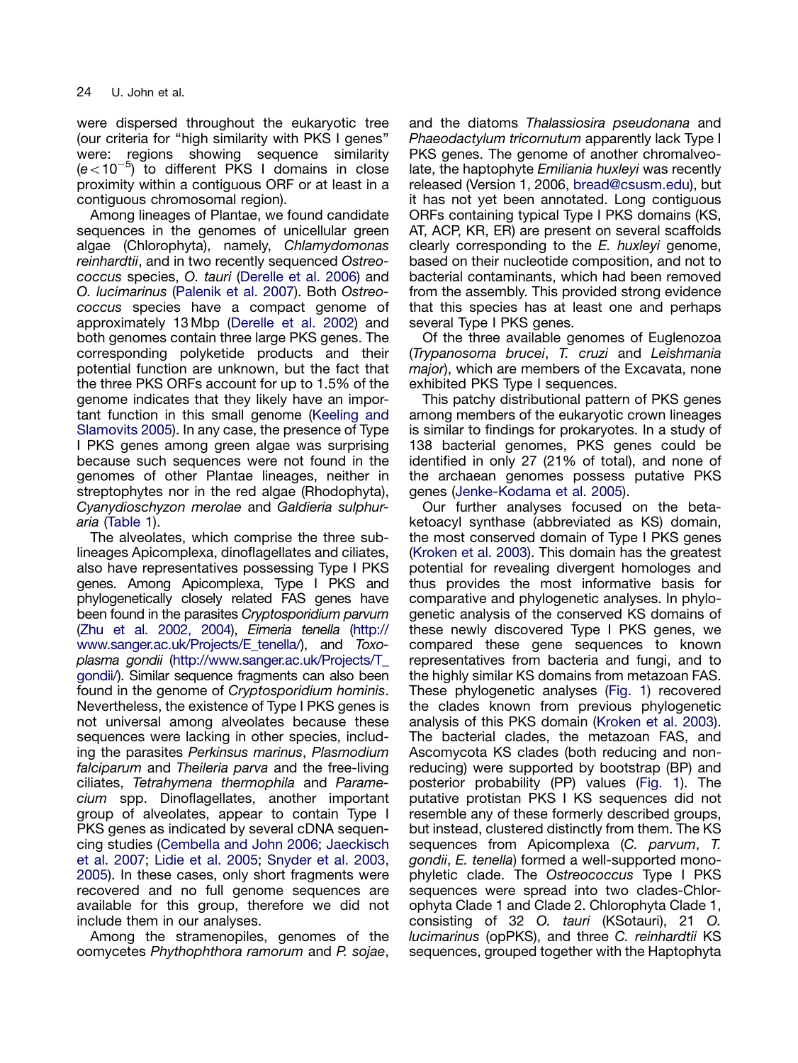were dispersed throughout the eukaryotic tree (our criteria for "high similarity with PKS I genes" were: regions showing sequence similarity ($e < 10^{-5}$) to different PKS I domains in close proximity within a contiguous ORF or at least in a contiguous chromosomal region).

Among lineages of Plantae, we found candidate sequences in the genomes of unicellular green algae (Chlorophyta), namely, *Chlamydomonas reinhardtii*, and in two recently sequenced *Ostreococcus* species, *O. tauri* (Derelle et al. 2006) and *O. lucimarinus* (Palenik et al. 2007). Both *Ostreococcus* species have a compact genome of approximately 13 Mbp (Derelle et al. 2002) and both genomes contain three large PKS genes. The corresponding polyketide products and their potential function are unknown, but the fact that the three PKS ORFs account for up to 1.5% of the genome indicates that they likely have an important function in this small genome (Keeling and Slamovits 2005). In any case, the presence of Type I PKS genes among green algae was surprising because such sequences were not found in the genomes of other Plantae lineages, neither in streptophytes nor in the red algae (Rhodophyta), *Cyanydioschyzon merolae* and *Galdieria sulphuraria* (Table 1).

The alveolates, which comprise the three sublineages Apicomplexa, dinoflagellates and ciliates, also have representatives possessing Type I PKS genes. Among Apicomplexa, Type I PKS and phylogenetically closely related FAS genes have been found in the parasites *Cryptosporidium parvum* (Zhu et al. 2002, 2004), *Eimeria tenella* (http://www.sanger.ac.uk/Projects/E_tenella/), and *Toxoplasma gondii* (http://www.sanger.ac.uk/Projects/T_gondii/). Similar sequence fragments can also been found in the genome of *Cryptosporidium hominis*. Nevertheless, the existence of Type I PKS genes is not universal among alveolates because these sequences were lacking in other species, including the parasites *Perkinsus marinus*, *Plasmodium falciparum* and *Theileria parva* and the free-living ciliates, *Tetrahymena thermophila* and *Paramecium* spp. Dinoflagellates, another important group of alveolates, appear to contain Type I PKS genes as indicated by several cDNA sequencing studies (Cembella and John 2006; Jaeckisch et al. 2007; Lidie et al. 2005; Snyder et al. 2003, 2005). In these cases, only short fragments were recovered and no full genome sequences are available for this group, therefore we did not include them in our analyses.

Among the stramenopiles, genomes of the oomycetes *Phythophthora ramorum* and *P. sojae*, and the diatoms *Thalassiosira pseudonana* and *Phaeodactylum tricornutum* apparently lack Type I PKS genes. The genome of another chromalveolate, the haptophyte *Emiliania huxleyi* was recently released (Version 1, 2006, bread@csusm.edu), but it has not yet been annotated. Long contiguous ORFs containing typical Type I PKS domains (KS, AT, ACP, KR, ER) are present on several scaffolds clearly corresponding to the *E. huxleyi* genome, based on their nucleotide composition, and not to bacterial contaminants, which had been removed from the assembly. This provided strong evidence that this species has at least one and perhaps several Type I PKS genes.

Of the three available genomes of Euglenozoa (*Trypanosoma brucei*, *T. cruzi* and *Leishmania major*), which are members of the Excavata, none exhibited PKS Type I sequences.

This patchy distributional pattern of PKS genes among members of the eukaryotic crown lineages is similar to findings for prokaryotes. In a study of 138 bacterial genomes, PKS genes could be identified in only 27 (21% of total), and none of the archaean genomes possess putative PKS genes (Jenke-Kodama et al. 2005).

Our further analyses focused on the beta-ketoacyl synthase (abbreviated as KS) domain, the most conserved domain of Type I PKS genes (Kroken et al. 2003). This domain has the greatest potential for revealing divergent homologes and thus provides the most informative basis for comparative and phylogenetic analyses. In phylogenetic analysis of the conserved KS domains of these newly discovered Type I PKS genes, we compared these gene sequences to known representatives from bacteria and fungi, and to the highly similar KS domains from metazoan FAS. These phylogenetic analyses (Fig. 1) recovered the clades known from previous phylogenetic analysis of this PKS domain (Kroken et al. 2003). The bacterial clades, the metazoan FAS, and Ascomycota KS clades (both reducing and non-reducing) were supported by bootstrap (BP) and posterior probability (PP) values (Fig. 1). The putative protistan PKS I KS sequences did not resemble any of these formerly described groups, but instead, clustered distinctly from them. The KS sequences from Apicomplexa (*C. parvum*, *T. gondii*, *E. tenella*) formed a well-supported monophyletic clade. The *Ostreococcus* Type I PKS sequences were spread into two clades-Chlorophyta Clade 1 and Clade 2. Chlorophyta Clade 1, consisting of 32 *O. tauri* (KSotauri), 21 *O. lucimarinus* (opPKS), and three *C. reinhardtii* KS sequences, grouped together with the Haptophyta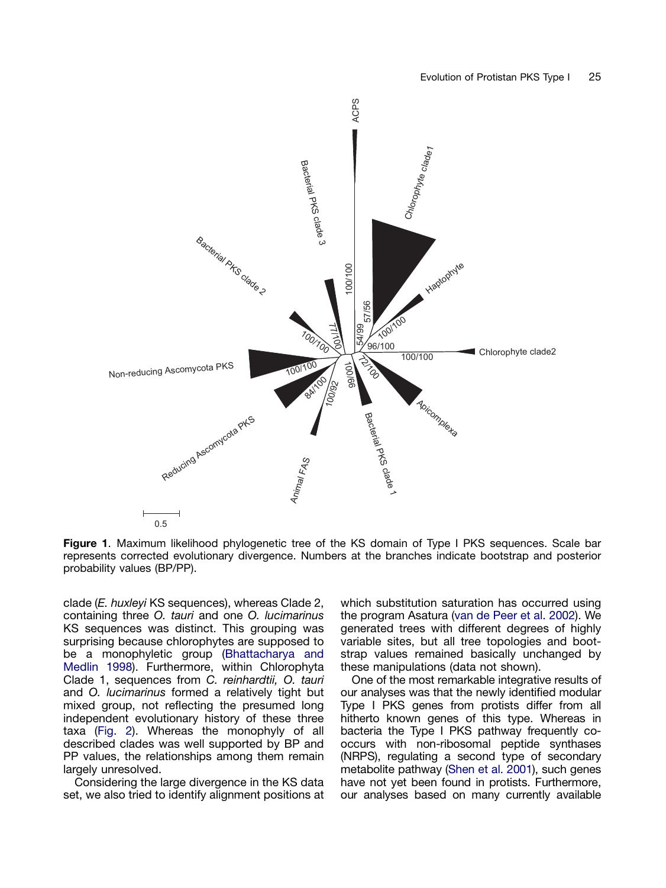**Figure 1**. Maximum likelihood phylogenetic tree of the KS domain of Type I PKS sequences. Scale bar represents corrected evolutionary divergence. Numbers at the branches indicate bootstrap and posterior probability values (BP/PP).

clade (*E. huxleyi* KS sequences), whereas Clade 2, containing three *O. tauri* and one *O. lucimarinus* KS sequences was distinct. This grouping was surprising because chlorophytes are supposed to be a monophyletic group (Bhattacharya and Medlin 1998). Furthermore, within Chlorophyta Clade 1, sequences from *C. reinhardtii, O. tauri* and *O. lucimarinus* formed a relatively tight but mixed group, not reflecting the presumed long independent evolutionary history of these three taxa (Fig. 2). Whereas the monophyly of all described clades was well supported by BP and PP values, the relationships among them remain largely unresolved.

Considering the large divergence in the KS data set, we also tried to identify alignment positions at which substitution saturation has occurred using the program Asatura (van de Peer et al. 2002). We generated trees with different degrees of highly variable sites, but all tree topologies and bootstrap values remained basically unchanged by these manipulations (data not shown).

One of the most remarkable integrative results of our analyses was that the newly identified modular Type I PKS genes from protists differ from all hitherto known genes of this type. Whereas in bacteria the Type I PKS pathway frequently co-occurs with non-ribosomal peptide synthases (NRPS), regulating a second type of secondary metabolite pathway (Shen et al. 2001), such genes have not yet been found in protists. Furthermore, our analyses based on many currently available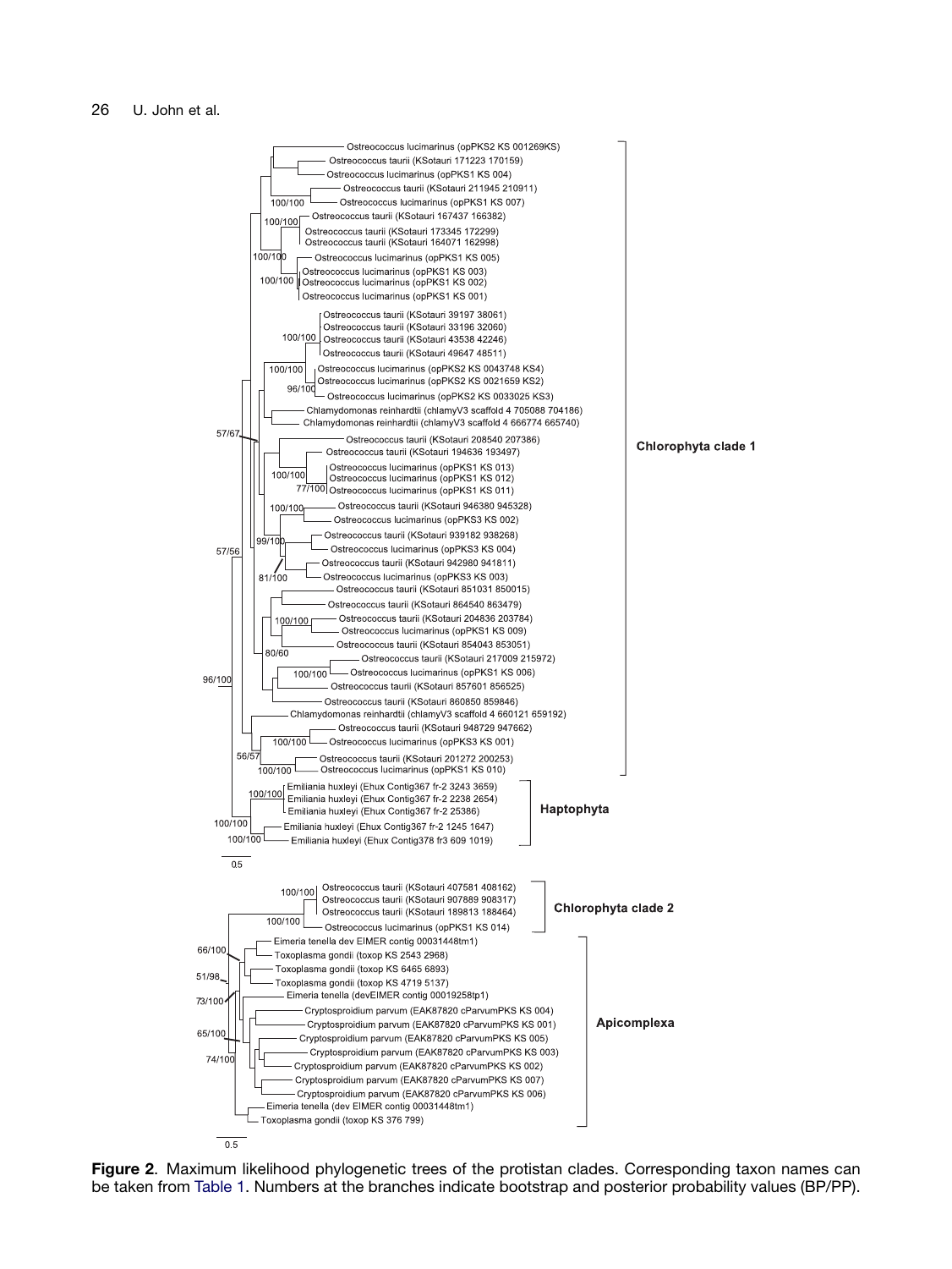**Figure 2**. Maximum likelihood phylogenetic trees of the protistan clades. Corresponding taxon names can be taken from Table 1. Numbers at the branches indicate bootstrap and posterior probability values (BP/PP).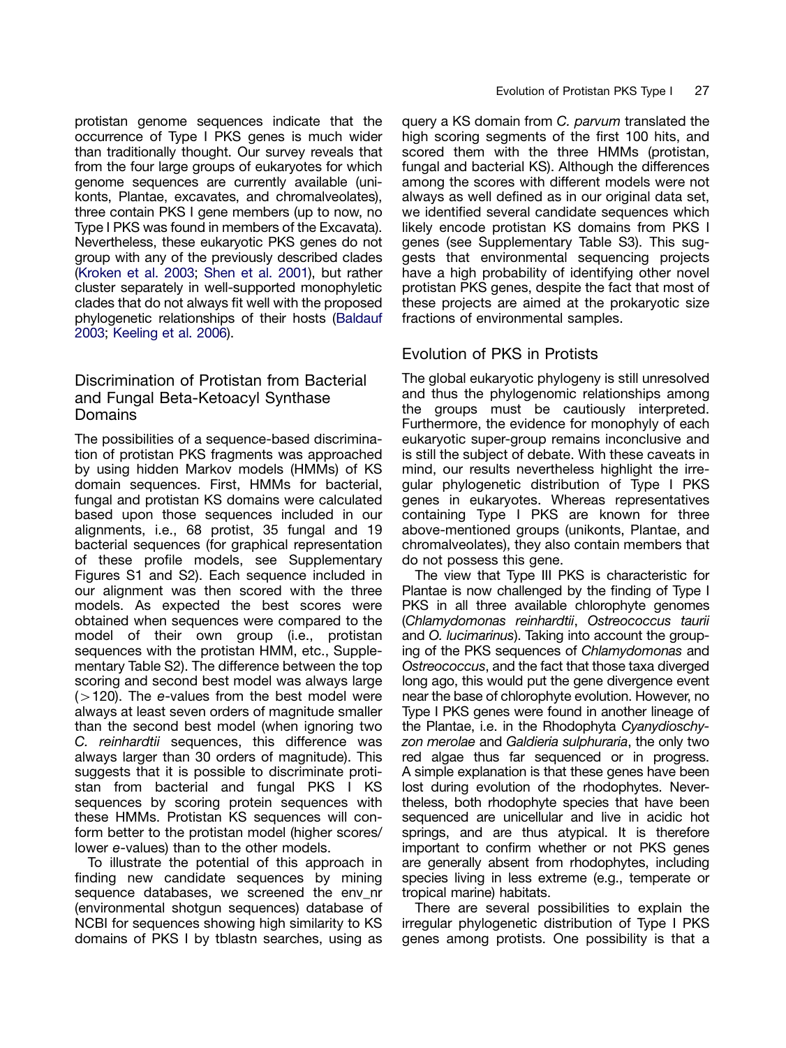protistan genome sequences indicate that the occurrence of Type I PKS genes is much wider than traditionally thought. Our survey reveals that from the four large groups of eukaryotes for which genome sequences are currently available (unikonts, Plantae, excavates, and chromalveolates), three contain PKS I gene members (up to now, no Type I PKS was found in members of the Excavata). Nevertheless, these eukaryotic PKS genes do not group with any of the previously described clades (Kroken et al. 2003; Shen et al. 2001), but rather cluster separately in well-supported monophyletic clades that do not always fit well with the proposed phylogenetic relationships of their hosts (Baldauf 2003; Keeling et al. 2006).

## Discrimination of Protistan from Bacterial and Fungal Beta-Ketoacyl Synthase Domains

The possibilities of a sequence-based discrimination of protistan PKS fragments was approached by using hidden Markov models (HMMs) of KS domain sequences. First, HMMs for bacterial, fungal and protistan KS domains were calculated based upon those sequences included in our alignments, i.e., 68 protist, 35 fungal and 19 bacterial sequences (for graphical representation of these profile models, see Supplementary Figures S1 and S2). Each sequence included in our alignment was then scored with the three models. As expected the best scores were obtained when sequences were compared to the model of their own group (i.e., protistan sequences with the protistan HMM, etc., Supplementary Table S2). The difference between the top scoring and second best model was always large ($>$120). The *e*-values from the best model were always at least seven orders of magnitude smaller than the second best model (when ignoring two *C. reinhardtii* sequences, this difference was always larger than 30 orders of magnitude). This suggests that it is possible to discriminate protistan from bacterial and fungal PKS I KS sequences by scoring protein sequences with these HMMs. Protistan KS sequences will conform better to the protistan model (higher scores/lower *e*-values) than to the other models.

To illustrate the potential of this approach in finding new candidate sequences by mining sequence databases, we screened the env_nr (environmental shotgun sequences) database of NCBI for sequences showing high similarity to KS domains of PKS I by tblastn searches, using as query a KS domain from *C. parvum* translated the high scoring segments of the first 100 hits, and scored them with the three HMMs (protistan, fungal and bacterial KS). Although the differences among the scores with different models were not always as well defined as in our original data set, we identified several candidate sequences which likely encode protistan KS domains from PKS I genes (see Supplementary Table S3). This suggests that environmental sequencing projects have a high probability of identifying other novel protistan PKS genes, despite the fact that most of these projects are aimed at the prokaryotic size fractions of environmental samples.

## Evolution of PKS in Protists

The global eukaryotic phylogeny is still unresolved and thus the phylogenomic relationships among the groups must be cautiously interpreted. Furthermore, the evidence for monophyly of each eukaryotic super-group remains inconclusive and is still the subject of debate. With these caveats in mind, our results nevertheless highlight the irregular phylogenetic distribution of Type I PKS genes in eukaryotes. Whereas representatives containing Type I PKS are known for three above-mentioned groups (unikonts, Plantae, and chromalveolates), they also contain members that do not possess this gene.

The view that Type III PKS is characteristic for Plantae is now challenged by the finding of Type I PKS in all three available chlorophyte genomes (*Chlamydomonas reinhardtii*, *Ostreococcus taurii* and *O. lucimarinus*). Taking into account the grouping of the PKS sequences of *Chlamydomonas* and *Ostreococcus*, and the fact that those taxa diverged long ago, this would put the gene divergence event near the base of chlorophyte evolution. However, no Type I PKS genes were found in another lineage of the Plantae, i.e. in the Rhodophyta *Cyanydioschyzon merolae* and *Galdieria sulphuraria*, the only two red algae thus far sequenced or in progress. A simple explanation is that these genes have been lost during evolution of the rhodophytes. Nevertheless, both rhodophyte species that have been sequenced are unicellular and live in acidic hot springs, and are thus atypical. It is therefore important to confirm whether or not PKS genes are generally absent from rhodophytes, including species living in less extreme (e.g., temperate or tropical marine) habitats.

There are several possibilities to explain the irregular phylogenetic distribution of Type I PKS genes among protists. One possibility is that a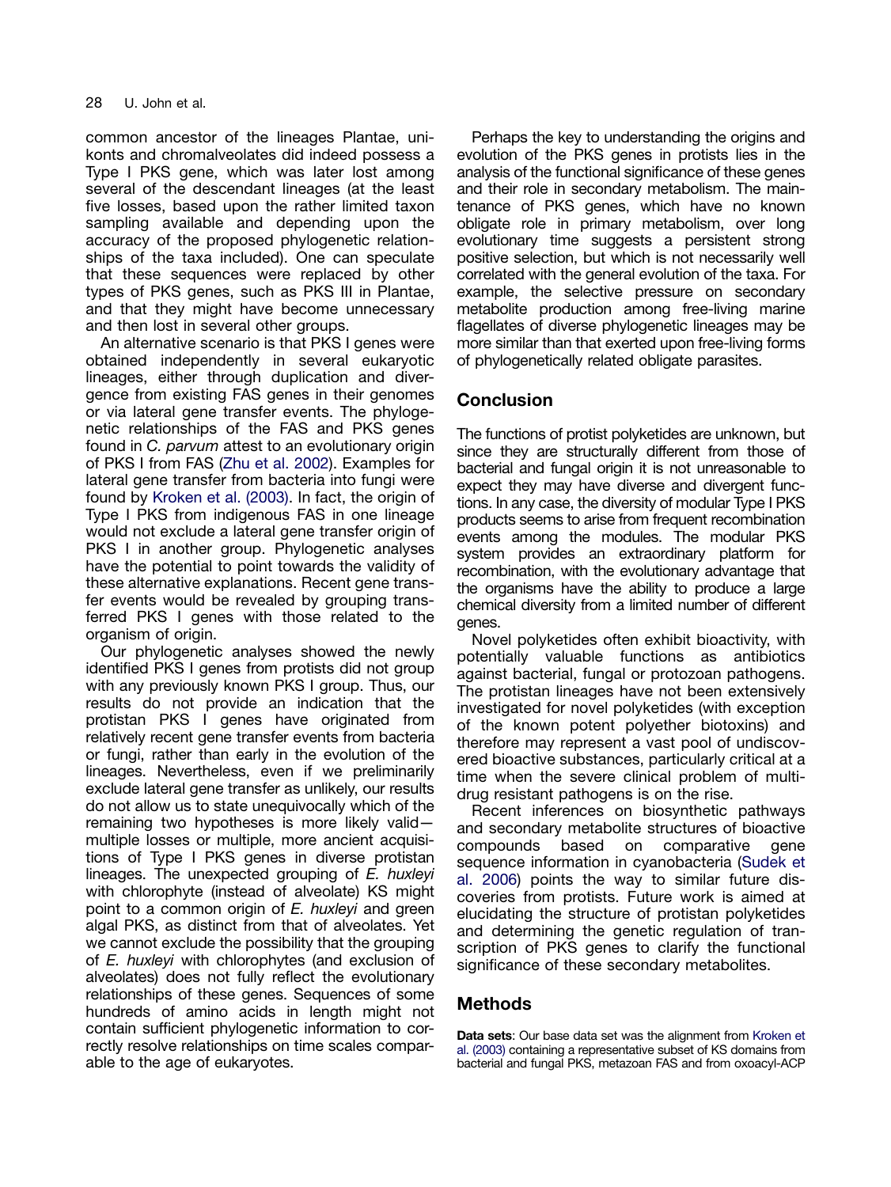common ancestor of the lineages Plantae, unikonts and chromalveolates did indeed possess a Type I PKS gene, which was later lost among several of the descendant lineages (at the least five losses, based upon the rather limited taxon sampling available and depending upon the accuracy of the proposed phylogenetic relationships of the taxa included). One can speculate that these sequences were replaced by other types of PKS genes, such as PKS III in Plantae, and that they might have become unnecessary and then lost in several other groups.

An alternative scenario is that PKS I genes were obtained independently in several eukaryotic lineages, either through duplication and divergence from existing FAS genes in their genomes or via lateral gene transfer events. The phylogenetic relationships of the FAS and PKS genes found in *C. parvum* attest to an evolutionary origin of PKS I from FAS (Zhu et al. 2002). Examples for lateral gene transfer from bacteria into fungi were found by Kroken et al. (2003). In fact, the origin of Type I PKS from indigenous FAS in one lineage would not exclude a lateral gene transfer origin of PKS I in another group. Phylogenetic analyses have the potential to point towards the validity of these alternative explanations. Recent gene transfer events would be revealed by grouping transferred PKS I genes with those related to the organism of origin.

Our phylogenetic analyses showed the newly identified PKS I genes from protists did not group with any previously known PKS I group. Thus, our results do not provide an indication that the protistan PKS I genes have originated from relatively recent gene transfer events from bacteria or fungi, rather than early in the evolution of the lineages. Nevertheless, even if we preliminarily exclude lateral gene transfer as unlikely, our results do not allow us to state unequivocally which of the remaining two hypotheses is more likely valid—multiple losses or multiple, more ancient acquisitions of Type I PKS genes in diverse protistan lineages. The unexpected grouping of *E. huxleyi* with chlorophyte (instead of alveolate) KS might point to a common origin of *E. huxleyi* and green algal PKS, as distinct from that of alveolates. Yet we cannot exclude the possibility that the grouping of *E. huxleyi* with chlorophytes (and exclusion of alveolates) does not fully reflect the evolutionary relationships of these genes. Sequences of some hundreds of amino acids in length might not contain sufficient phylogenetic information to correctly resolve relationships on time scales comparable to the age of eukaryotes.

Perhaps the key to understanding the origins and evolution of the PKS genes in protists lies in the analysis of the functional significance of these genes and their role in secondary metabolism. The maintenance of PKS genes, which have no known obligate role in primary metabolism, over long evolutionary time suggests a persistent strong positive selection, but which is not necessarily well correlated with the general evolution of the taxa. For example, the selective pressure on secondary metabolite production among free-living marine flagellates of diverse phylogenetic lineages may be more similar than that exerted upon free-living forms of phylogenetically related obligate parasites.

## Conclusion

The functions of protist polyketides are unknown, but since they are structurally different from those of bacterial and fungal origin it is not unreasonable to expect they may have diverse and divergent functions. In any case, the diversity of modular Type I PKS products seems to arise from frequent recombination events among the modules. The modular PKS system provides an extraordinary platform for recombination, with the evolutionary advantage that the organisms have the ability to produce a large chemical diversity from a limited number of different genes.

Novel polyketides often exhibit bioactivity, with potentially valuable functions as antibiotics against bacterial, fungal or protozoan pathogens. The protistan lineages have not been extensively investigated for novel polyketides (with exception of the known potent polyether biotoxins) and therefore may represent a vast pool of undiscovered bioactive substances, particularly critical at a time when the severe clinical problem of multidrug resistant pathogens is on the rise.

Recent inferences on biosynthetic pathways and secondary metabolite structures of bioactive compounds based on comparative gene sequence information in cyanobacteria (Sudek et al. 2006) points the way to similar future discoveries from protists. Future work is aimed at elucidating the structure of protistan polyketides and determining the genetic regulation of transcription of PKS genes to clarify the functional significance of these secondary metabolites.

## Methods

**Data sets**: Our base data set was the alignment from Kroken et al. (2003) containing a representative subset of KS domains from bacterial and fungal PKS, metazoan FAS and from oxoacyl-ACP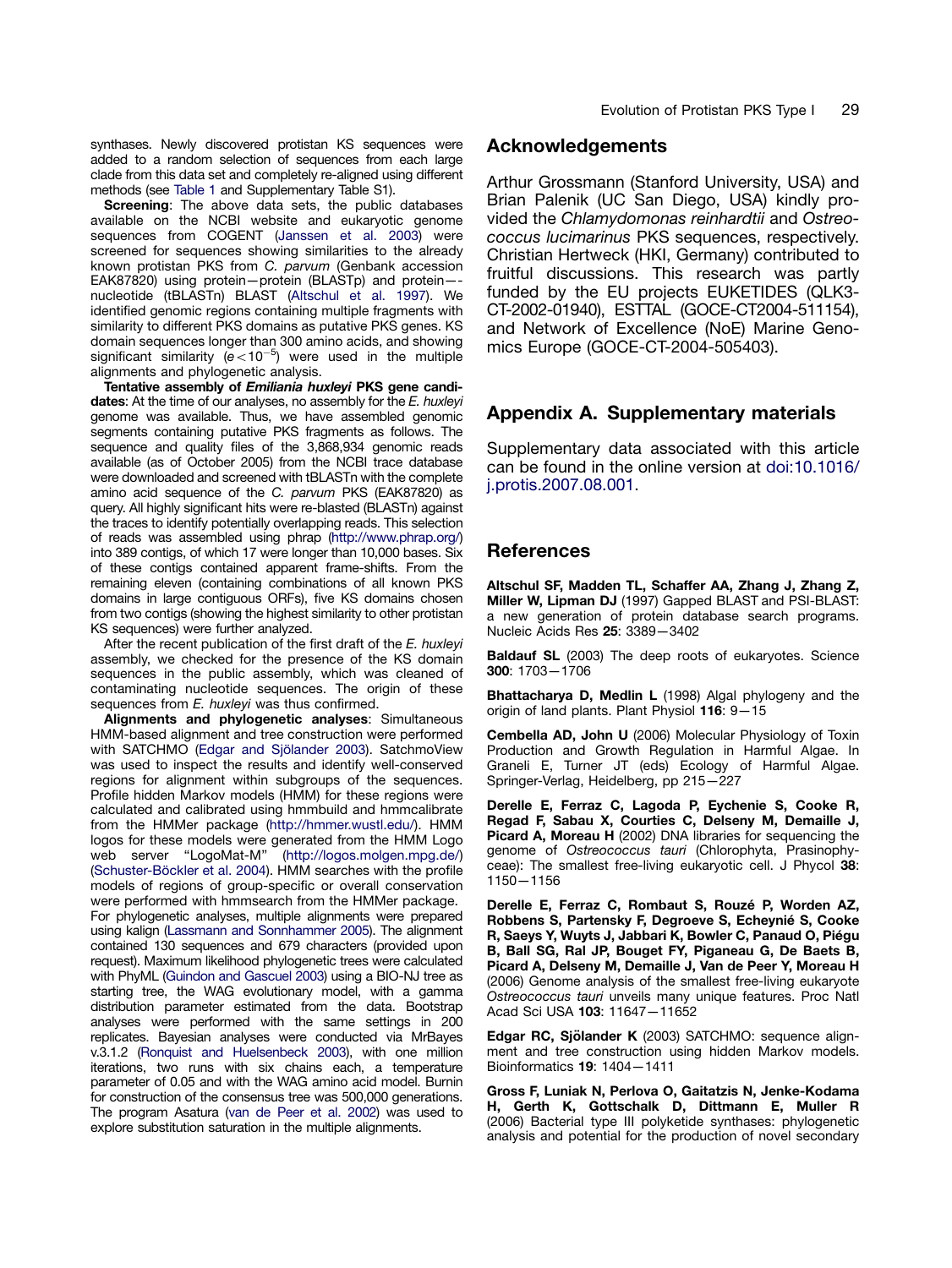synthases. Newly discovered protistan KS sequences were added to a random selection of sequences from each large clade from this data set and completely re-aligned using different methods (see Table 1 and Supplementary Table S1).

**Screening**: The above data sets, the public databases available on the NCBI website and eukaryotic genome sequences from COGENT (Janssen et al. 2003) were screened for sequences showing similarities to the already known protistan PKS from *C. parvum* (Genbank accession EAK87820) using protein—protein (BLASTp) and protein—-nucleotide (tBLASTn) BLAST (Altschul et al. 1997). We identified genomic regions containing multiple fragments with similarity to different PKS domains as putative PKS genes. KS domain sequences longer than 300 amino acids, and showing significant similarity ($e < 10^{-5}$) were used in the multiple alignments and phylogenetic analysis.

**Tentative assembly of *Emiliania huxleyi* PKS gene candidates**: At the time of our analyses, no assembly for the *E. huxleyi* genome was available. Thus, we have assembled genomic segments containing putative PKS fragments as follows. The sequence and quality files of the 3,868,934 genomic reads available (as of October 2005) from the NCBI trace database were downloaded and screened with tBLASTn with the complete amino acid sequence of the *C. parvum* PKS (EAK87820) as query. All highly significant hits were re-blasted (BLASTn) against the traces to identify potentially overlapping reads. This selection of reads was assembled using phrap (http://www.phrap.org/) into 389 contigs, of which 17 were longer than 10,000 bases. Six of these contigs contained apparent frame-shifts. From the remaining eleven (containing combinations of all known PKS domains in large contiguous ORFs), five KS domains chosen from two contigs (showing the highest similarity to other protistan KS sequences) were further analyzed.

After the recent publication of the first draft of the *E. huxleyi* assembly, we checked for the presence of the KS domain sequences in the public assembly, which was cleaned of contaminating nucleotide sequences. The origin of these sequences from *E. huxleyi* was thus confirmed.

**Alignments and phylogenetic analyses**: Simultaneous HMM-based alignment and tree construction were performed with SATCHMO (Edgar and Sjölander 2003). SatchmoView was used to inspect the results and identify well-conserved regions for alignment within subgroups of the sequences. Profile hidden Markov models (HMM) for these regions were calculated and calibrated using hmmbuild and hmmcalibrate from the HMMer package (http://hmmer.wustl.edu/). HMM logos for these models were generated from the HMM Logo web server "LogoMat-M" (http://logos.molgen.mpg.de/) (Schuster-Böckler et al. 2004). HMM searches with the profile models of regions of group-specific or overall conservation were performed with hmmsearch from the HMMer package. For phylogenetic analyses, multiple alignments were prepared using kalign (Lassmann and Sonnhammer 2005). The alignment contained 130 sequences and 679 characters (provided upon request). Maximum likelihood phylogenetic trees were calculated with PhyML (Guindon and Gascuel 2003) using a BIO-NJ tree as starting tree, the WAG evolutionary model, with a gamma distribution parameter estimated from the data. Bootstrap analyses were performed with the same settings in 200 replicates. Bayesian analyses were conducted via MrBayes v.3.1.2 (Ronquist and Huelsenbeck 2003), with one million iterations, two runs with six chains each, a temperature parameter of 0.05 and with the WAG amino acid model. Burnin for construction of the consensus tree was 500,000 generations. The program Asatura (van de Peer et al. 2002) was used to explore substitution saturation in the multiple alignments.

## Acknowledgements

Arthur Grossmann (Stanford University, USA) and Brian Palenik (UC San Diego, USA) kindly provided the *Chlamydomonas reinhardtii* and *Ostreococcus lucimarinus* PKS sequences, respectively. Christian Hertweck (HKI, Germany) contributed to fruitful discussions. This research was partly funded by the EU projects EUKETIDES (QLK3-CT-2002-01940), ESTTAL (GOCE-CT2004-511154), and Network of Excellence (NoE) Marine Genomics Europe (GOCE-CT-2004-505403).

## Appendix A. Supplementary materials

Supplementary data associated with this article can be found in the online version at doi:10.1016/j.protis.2007.08.001.

## References

**Altschul SF, Madden TL, Schaffer AA, Zhang J, Zhang Z, Miller W, Lipman DJ** (1997) Gapped BLAST and PSI-BLAST: a new generation of protein database search programs. Nucleic Acids Res **25**: 3389—3402

**Baldauf SL** (2003) The deep roots of eukaryotes. Science **300**: 1703—1706

**Bhattacharya D, Medlin L** (1998) Algal phylogeny and the origin of land plants. Plant Physiol **116**: 9—15

**Cembella AD, John U** (2006) Molecular Physiology of Toxin Production and Growth Regulation in Harmful Algae. In Graneli E, Turner JT (eds) Ecology of Harmful Algae. Springer-Verlag, Heidelberg, pp 215—227

**Derelle E, Ferraz C, Lagoda P, Eychenie S, Cooke R, Regad F, Sabau X, Courties C, Delseny M, Demaille J, Picard A, Moreau H** (2002) DNA libraries for sequencing the genome of *Ostreococcus tauri* (Chlorophyta, Prasinophyceae): The smallest free-living eukaryotic cell. J Phycol **38**: 1150—1156

**Derelle E, Ferraz C, Rombaut S, Rouzé P, Worden AZ, Robbens S, Partensky F, Degroeve S, Echeynié S, Cooke R, Saeys Y, Wuyts J, Jabbari K, Bowler C, Panaud O, Piégu B, Ball SG, Ral JP, Bouget FY, Piganeau G, De Baets B, Picard A, Delseny M, Demaille J, Van de Peer Y, Moreau H** (2006) Genome analysis of the smallest free-living eukaryote *Ostreococcus tauri* unveils many unique features. Proc Natl Acad Sci USA **103**: 11647—11652

**Edgar RC, Sjölander K** (2003) SATCHMO: sequence alignment and tree construction using hidden Markov models. Bioinformatics **19**: 1404—1411

**Gross F, Luniak N, Perlova O, Gaitatzis N, Jenke-Kodama H, Gerth K, Gottschalk D, Dittmann E, Muller R** (2006) Bacterial type III polyketide synthases: phylogenetic analysis and potential for the production of novel secondary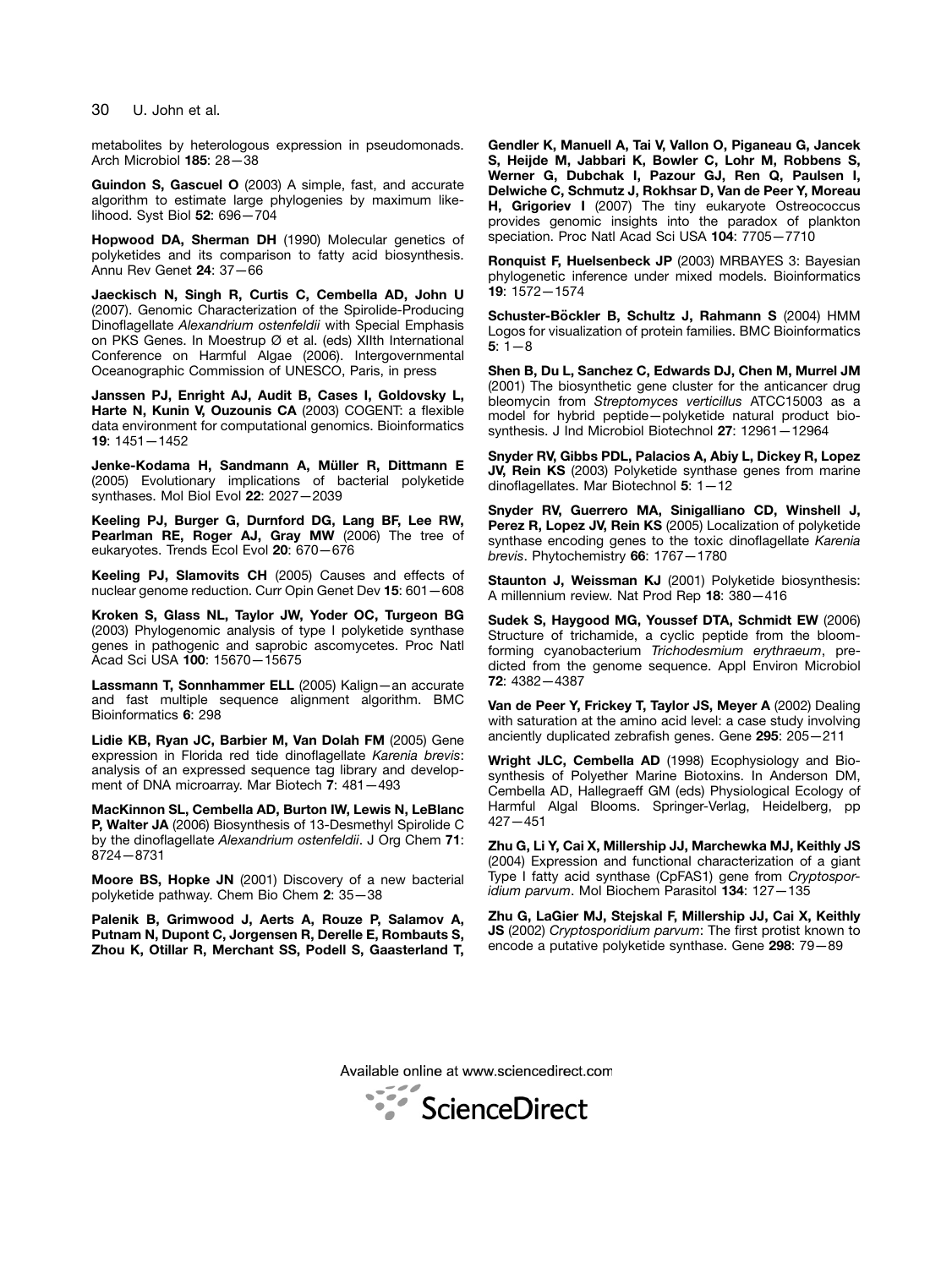metabolites by heterologous expression in pseudomonads. Arch Microbiol **185**: 28—38

**Guindon S, Gascuel O** (2003) A simple, fast, and accurate algorithm to estimate large phylogenies by maximum likelihood. Syst Biol **52**: 696—704

**Hopwood DA, Sherman DH** (1990) Molecular genetics of polyketides and its comparison to fatty acid biosynthesis. Annu Rev Genet **24**: 37—66

**Jaeckisch N, Singh R, Curtis C, Cembella AD, John U** (2007). Genomic Characterization of the Spirolide-Producing Dinoflagellate *Alexandrium ostenfeldii* with Special Emphasis on PKS Genes. In Moestrup Ø et al. (eds) XIIth International Conference on Harmful Algae (2006). Intergovernmental Oceanographic Commission of UNESCO, Paris, in press

**Janssen PJ, Enright AJ, Audit B, Cases I, Goldovsky L, Harte N, Kunin V, Ouzounis CA** (2003) COGENT: a flexible data environment for computational genomics. Bioinformatics **19**: 1451—1452

**Jenke-Kodama H, Sandmann A, Müller R, Dittmann E** (2005) Evolutionary implications of bacterial polyketide synthases. Mol Biol Evol **22**: 2027—2039

**Keeling PJ, Burger G, Durnford DG, Lang BF, Lee RW, Pearlman RE, Roger AJ, Gray MW** (2006) The tree of eukaryotes. Trends Ecol Evol **20**: 670—676

**Keeling PJ, Slamovits CH** (2005) Causes and effects of nuclear genome reduction. Curr Opin Genet Dev **15**: 601—608

**Kroken S, Glass NL, Taylor JW, Yoder OC, Turgeon BG** (2003) Phylogenomic analysis of type I polyketide synthase genes in pathogenic and saprobic ascomycetes. Proc Natl Acad Sci USA **100**: 15670—15675

**Lassmann T, Sonnhammer ELL** (2005) Kalign—an accurate and fast multiple sequence alignment algorithm. BMC Bioinformatics **6**: 298

**Lidie KB, Ryan JC, Barbier M, Van Dolah FM** (2005) Gene expression in Florida red tide dinoflagellate *Karenia brevis*: analysis of an expressed sequence tag library and development of DNA microarray. Mar Biotech **7**: 481—493

**MacKinnon SL, Cembella AD, Burton IW, Lewis N, LeBlanc P, Walter JA** (2006) Biosynthesis of 13-Desmethyl Spirolide C by the dinoflagellate *Alexandrium ostenfeldii*. J Org Chem **71**: 8724—8731

**Moore BS, Hopke JN** (2001) Discovery of a new bacterial polyketide pathway. Chem Bio Chem **2**: 35—38

**Palenik B, Grimwood J, Aerts A, Rouze P, Salamov A, Putnam N, Dupont C, Jorgensen R, Derelle E, Rombauts S, Zhou K, Otillar R, Merchant SS, Podell S, Gaasterland T, Gendler K, Manuell A, Tai V, Vallon O, Piganeau G, Jancek S, Heijde M, Jabbari K, Bowler C, Lohr M, Robbens S, Werner G, Dubchak I, Pazour GJ, Ren Q, Paulsen I, Delwiche C, Schmutz J, Rokhsar D, Van de Peer Y, Moreau H, Grigoriev I** (2007) The tiny eukaryote Ostreococcus provides genomic insights into the paradox of plankton speciation. Proc Natl Acad Sci USA **104**: 7705—7710

**Ronquist F, Huelsenbeck JP** (2003) MRBAYES 3: Bayesian phylogenetic inference under mixed models. Bioinformatics **19**: 1572—1574

**Schuster-Böckler B, Schultz J, Rahmann S** (2004) HMM Logos for visualization of protein families. BMC Bioinformatics **5**: 1—8

**Shen B, Du L, Sanchez C, Edwards DJ, Chen M, Murrel JM** (2001) The biosynthetic gene cluster for the anticancer drug bleomycin from *Streptomyces verticillus* ATCC15003 as a model for hybrid peptide—polyketide natural product biosynthesis. J Ind Microbiol Biotechnol **27**: 12961—12964

**Snyder RV, Gibbs PDL, Palacios A, Abiy L, Dickey R, Lopez JV, Rein KS** (2003) Polyketide synthase genes from marine dinoflagellates. Mar Biotechnol **5**: 1—12

**Snyder RV, Guerrero MA, Sinigalliano CD, Winshell J, Perez R, Lopez JV, Rein KS** (2005) Localization of polyketide synthase encoding genes to the toxic dinoflagellate *Karenia brevis*. Phytochemistry **66**: 1767—1780

**Staunton J, Weissman KJ** (2001) Polyketide biosynthesis: A millennium review. Nat Prod Rep **18**: 380—416

**Sudek S, Haygood MG, Youssef DTA, Schmidt EW** (2006) Structure of trichamide, a cyclic peptide from the bloom-forming cyanobacterium *Trichodesmium erythraeum*, predicted from the genome sequence. Appl Environ Microbiol **72**: 4382—4387

**Van de Peer Y, Frickey T, Taylor JS, Meyer A** (2002) Dealing with saturation at the amino acid level: a case study involving anciently duplicated zebrafish genes. Gene **295**: 205—211

**Wright JLC, Cembella AD** (1998) Ecophysiology and Biosynthesis of Polyether Marine Biotoxins. In Anderson DM, Cembella AD, Hallegraeff GM (eds) Physiological Ecology of Harmful Algal Blooms. Springer-Verlag, Heidelberg, pp 427—451

**Zhu G, Li Y, Cai X, Millership JJ, Marchewka MJ, Keithly JS** (2004) Expression and functional characterization of a giant Type I fatty acid synthase (CpFAS1) gene from *Cryptosporidium parvum*. Mol Biochem Parasitol **134**: 127—135

**Zhu G, LaGier MJ, Stejskal F, Millership JJ, Cai X, Keithly JS** (2002) *Cryptosporidium parvum*: The first protist known to encode a putative polyketide synthase. Gene **298**: 79—89

Available online at www.sciencedirect.com

ScienceDirect